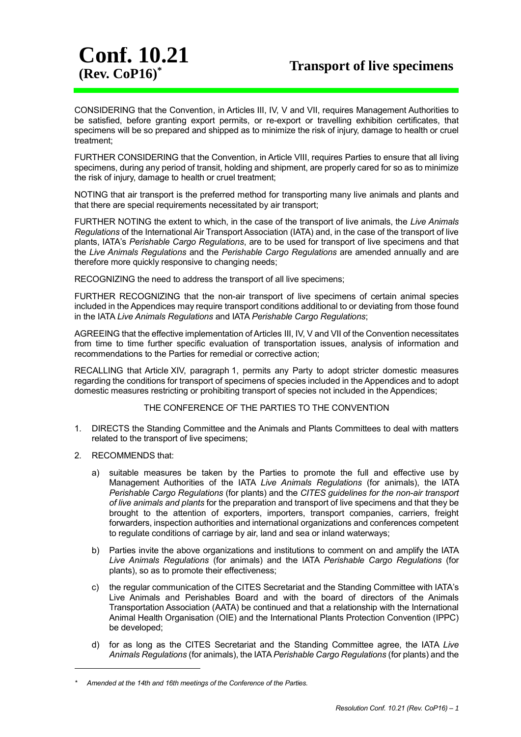# Conf. 10.21 (Rev. CoP16)*

## Transport of live specimens

CONSIDERING that the Convention, in Articles III, IV, V and VII, requires Management Authorities to be satisfied, before granting export permits, or re-export or travelling exhibition certificates, that specimens will be so prepared and shipped as to minimize the risk of injury, damage to health or cruel treatment;

FURTHER CONSIDERING that the Convention, in Article VIII, requires Parties to ensure that all living specimens, during any period of transit, holding and shipment, are properly cared for so as to minimize the risk of injury, damage to health or cruel treatment;

NOTING that air transport is the preferred method for transporting many live animals and plants and that there are special requirements necessitated by air transport;

FURTHER NOTING the extent to which, in the case of the transport of live animals, the *Live Animals Regulations* of the International Air Transport Association (IATA) and, in the case of the transport of live plants, IATA's *Perishable Cargo Regulations*, are to be used for transport of live specimens and that the *Live Animals Regulations* and the *Perishable Cargo Regulations* are amended annually and are therefore more quickly responsive to changing needs;

RECOGNIZING the need to address the transport of all live specimens;

FURTHER RECOGNIZING that the non-air transport of live specimens of certain animal species included in the Appendices may require transport conditions additional to or deviating from those found in the IATA *Live Animals Regulations* and IATA *Perishable Cargo Regulations*;

AGREEING that the effective implementation of Articles III, IV, V and VII of the Convention necessitates from time to time further specific evaluation of transportation issues, analysis of information and recommendations to the Parties for remedial or corrective action;

RECALLING that Article XIV, paragraph 1, permits any Party to adopt stricter domestic measures regarding the conditions for transport of specimens of species included in the Appendices and to adopt domestic measures restricting or prohibiting transport of species not included in the Appendices;

THE CONFERENCE OF THE PARTIES TO THE CONVENTION

1. DIRECTS the Standing Committee and the Animals and Plants Committees to deal with matters related to the transport of live specimens;

2. RECOMMENDS that:

   a) suitable measures be taken by the Parties to promote the full and effective use by Management Authorities of the IATA *Live Animals Regulations* (for animals), the IATA *Perishable Cargo Regulations* (for plants) and the *CITES guidelines for the non-air transport of live animals and plants* for the preparation and transport of live specimens and that they be brought to the attention of exporters, importers, transport companies, carriers, freight forwarders, inspection authorities and international organizations and conferences competent to regulate conditions of carriage by air, land and sea or inland waterways;

   b) Parties invite the above organizations and institutions to comment on and amplify the IATA *Live Animals Regulations* (for animals) and the IATA *Perishable Cargo Regulations* (for plants), so as to promote their effectiveness;

   c) the regular communication of the CITES Secretariat and the Standing Committee with IATA's Live Animals and Perishables Board and with the board of directors of the Animals Transportation Association (AATA) be continued and that a relationship with the International Animal Health Organisation (OIE) and the International Plants Protection Convention (IPPC) be developed;

   d) for as long as the CITES Secretariat and the Standing Committee agree, the IATA *Live Animals Regulations* (for animals), the IATA *Perishable Cargo Regulations* (for plants) and the

---

\* *Amended at the 14th and 16th meetings of the Conference of the Parties.*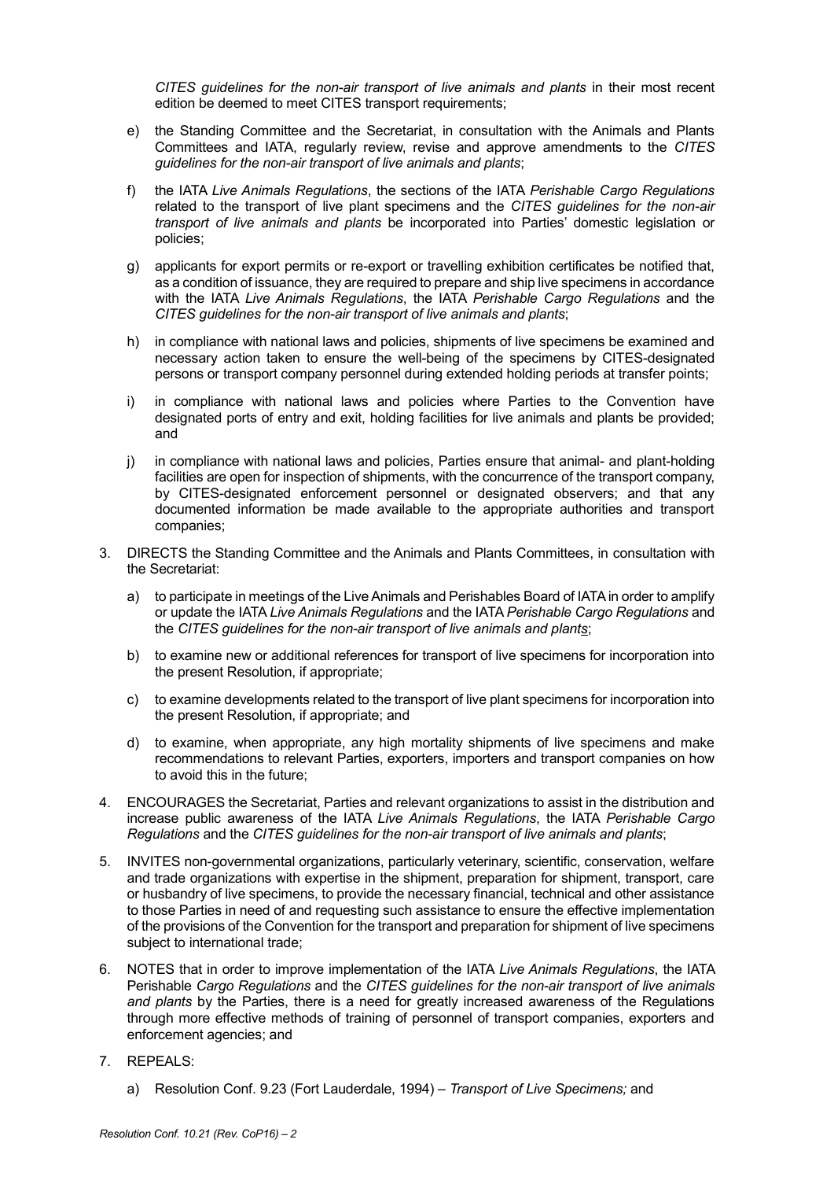*CITES guidelines for the non-air transport of live animals and plants* in their most recent edition be deemed to meet CITES transport requirements;

e) the Standing Committee and the Secretariat, in consultation with the Animals and Plants Committees and IATA, regularly review, revise and approve amendments to the *CITES guidelines for the non-air transport of live animals and plants*;

f) the IATA *Live Animals Regulations*, the sections of the IATA *Perishable Cargo Regulations* related to the transport of live plant specimens and the *CITES guidelines for the non-air transport of live animals and plants* be incorporated into Parties' domestic legislation or policies;

g) applicants for export permits or re-export or travelling exhibition certificates be notified that, as a condition of issuance, they are required to prepare and ship live specimens in accordance with the IATA *Live Animals Regulations*, the IATA *Perishable Cargo Regulations* and the *CITES guidelines for the non-air transport of live animals and plants*;

h) in compliance with national laws and policies, shipments of live specimens be examined and necessary action taken to ensure the well-being of the specimens by CITES-designated persons or transport company personnel during extended holding periods at transfer points;

i) in compliance with national laws and policies where Parties to the Convention have designated ports of entry and exit, holding facilities for live animals and plants be provided; and

j) in compliance with national laws and policies, Parties ensure that animal- and plant-holding facilities are open for inspection of shipments, with the concurrence of the transport company, by CITES-designated enforcement personnel or designated observers; and that any documented information be made available to the appropriate authorities and transport companies;

3. DIRECTS the Standing Committee and the Animals and Plants Committees, in consultation with the Secretariat:

   a) to participate in meetings of the Live Animals and Perishables Board of IATA in order to amplify or update the IATA *Live Animals Regulations* and the IATA *Perishable Cargo Regulations* and the *CITES guidelines for the non-air transport of live animals and plants*;

   b) to examine new or additional references for transport of live specimens for incorporation into the present Resolution, if appropriate;

   c) to examine developments related to the transport of live plant specimens for incorporation into the present Resolution, if appropriate; and

   d) to examine, when appropriate, any high mortality shipments of live specimens and make recommendations to relevant Parties, exporters, importers and transport companies on how to avoid this in the future;

4. ENCOURAGES the Secretariat, Parties and relevant organizations to assist in the distribution and increase public awareness of the IATA *Live Animals Regulations*, the IATA *Perishable Cargo Regulations* and the *CITES guidelines for the non-air transport of live animals and plants*;

5. INVITES non-governmental organizations, particularly veterinary, scientific, conservation, welfare and trade organizations with expertise in the shipment, preparation for shipment, transport, care or husbandry of live specimens, to provide the necessary financial, technical and other assistance to those Parties in need of and requesting such assistance to ensure the effective implementation of the provisions of the Convention for the transport and preparation for shipment of live specimens subject to international trade;

6. NOTES that in order to improve implementation of the IATA *Live Animals Regulations*, the IATA Perishable *Cargo Regulations* and the *CITES guidelines for the non-air transport of live animals and plants* by the Parties, there is a need for greatly increased awareness of the Regulations through more effective methods of training of personnel of transport companies, exporters and enforcement agencies; and

7. REPEALS:

   a) Resolution Conf. 9.23 (Fort Lauderdale, 1994) – *Transport of Live Specimens;* and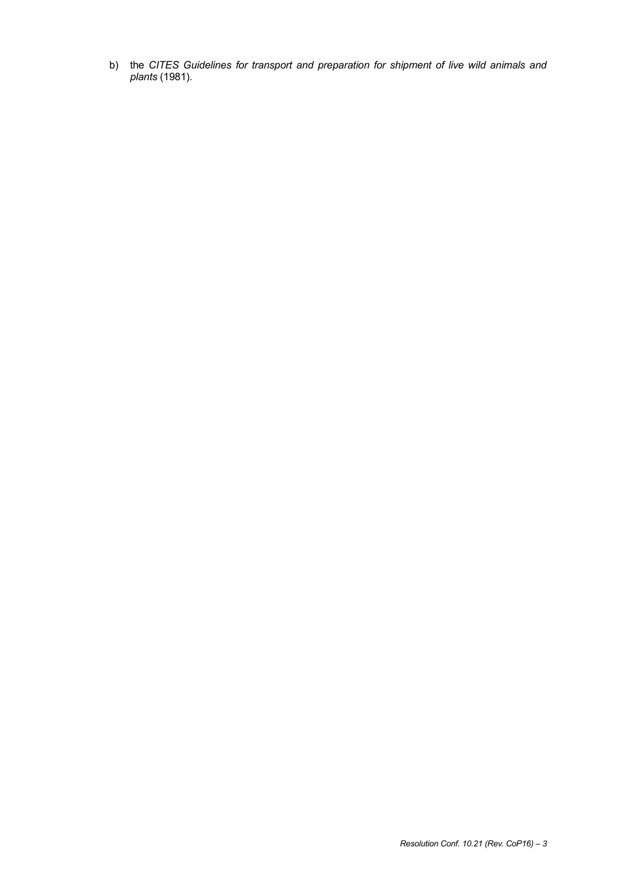b) the *CITES Guidelines for transport and preparation for shipment of live wild animals and plants* (1981).